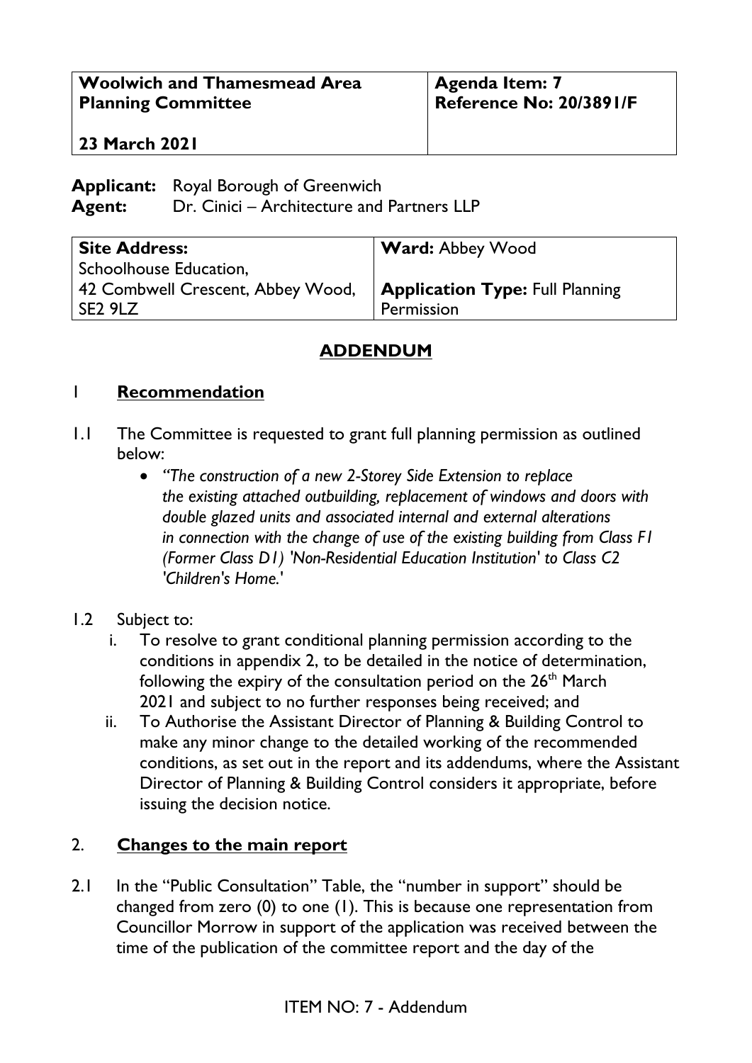| Woolwich and Thamesmead Area Planning Committee<br><br>23 March 2021 | Agenda Item: 7<br>Reference No: 20/3891/F |
|---|---|

**Applicant:** Royal Borough of Greenwich
**Agent:** Dr. Cinici – Architecture and Partners LLP

| Site Address:<br>Schoolhouse Education,<br>42 Combwell Crescent, Abbey Wood,<br>SE2 9LZ | Ward: Abbey Wood<br><br>Application Type: Full Planning Permission |
|---|---|

## ADDENDUM

## 1 Recommendation

1.1 The Committee is requested to grant full planning permission as outlined below:

- *"The construction of a new 2-Storey Side Extension to replace the existing attached outbuilding, replacement of windows and doors with double glazed units and associated internal and external alterations in connection with the change of use of the existing building from Class F1 (Former Class D1) 'Non-Residential Education Institution' to Class C2 'Children's Home.'*

1.2 Subject to:

i. To resolve to grant conditional planning permission according to the conditions in appendix 2, to be detailed in the notice of determination, following the expiry of the consultation period on the 26th March 2021 and subject to no further responses being received; and

ii. To Authorise the Assistant Director of Planning & Building Control to make any minor change to the detailed working of the recommended conditions, as set out in the report and its addendums, where the Assistant Director of Planning & Building Control considers it appropriate, before issuing the decision notice.

## 2. Changes to the main report

2.1 In the "Public Consultation" Table, the "number in support" should be changed from zero (0) to one (1). This is because one representation from Councillor Morrow in support of the application was received between the time of the publication of the committee report and the day of the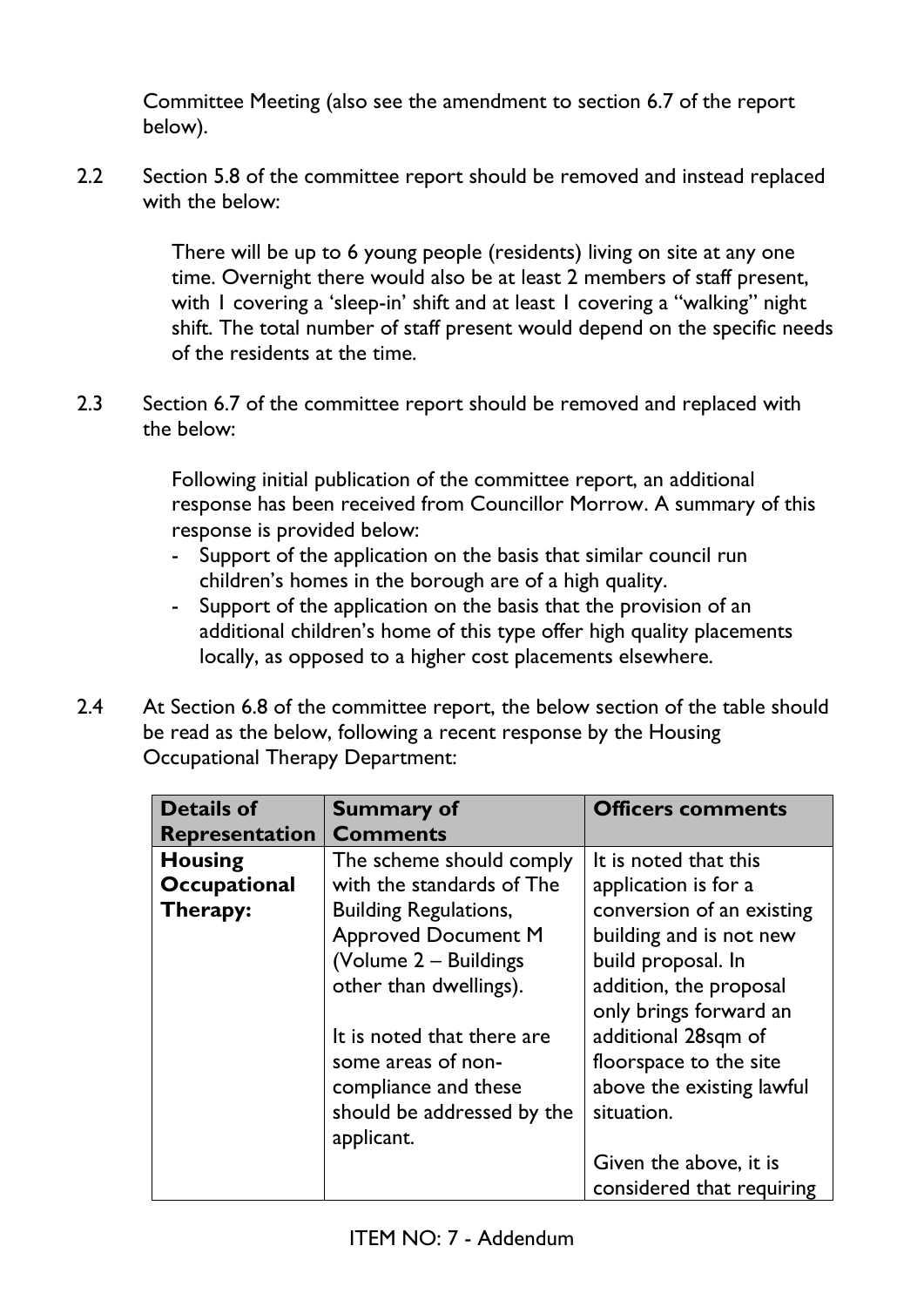Committee Meeting (also see the amendment to section 6.7 of the report below).

2.2 Section 5.8 of the committee report should be removed and instead replaced with the below:

> There will be up to 6 young people (residents) living on site at any one time. Overnight there would also be at least 2 members of staff present, with 1 covering a 'sleep-in' shift and at least 1 covering a "walking" night shift. The total number of staff present would depend on the specific needs of the residents at the time.

2.3 Section 6.7 of the committee report should be removed and replaced with the below:

> Following initial publication of the committee report, an additional response has been received from Councillor Morrow. A summary of this response is provided below:
> - Support of the application on the basis that similar council run children's homes in the borough are of a high quality.
> - Support of the application on the basis that the provision of an additional children's home of this type offer high quality placements locally, as opposed to a higher cost placements elsewhere.

2.4 At Section 6.8 of the committee report, the below section of the table should be read as the below, following a recent response by the Housing Occupational Therapy Department:

| Details of Representation | Summary of Comments | Officers comments |
|---|---|---|
| **Housing Occupational Therapy:** | The scheme should comply with the standards of The Building Regulations, Approved Document M (Volume 2 – Buildings other than dwellings).<br><br>It is noted that there are some areas of non-compliance and these should be addressed by the applicant. | It is noted that this application is for a conversion of an existing building and is not new build proposal. In addition, the proposal only brings forward an additional 28sqm of floorspace to the site above the existing lawful situation.<br><br>Given the above, it is considered that requiring |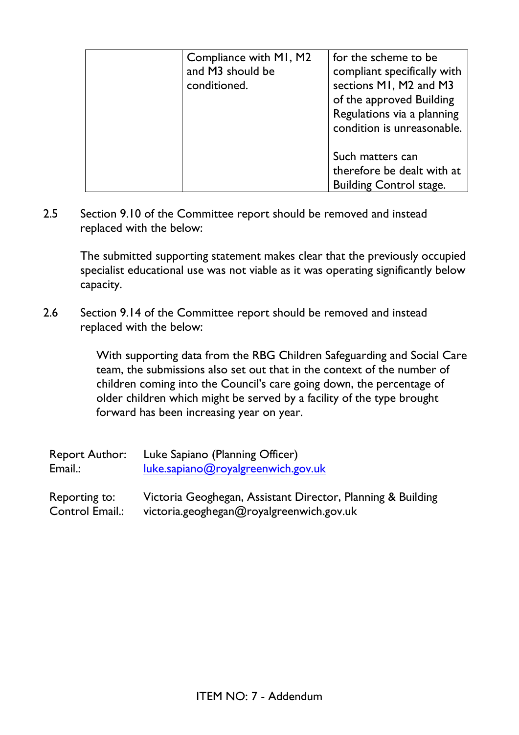| | | |
|---|---|---|
| | Compliance with M1, M2 and M3 should be conditioned. | for the scheme to be compliant specifically with sections M1, M2 and M3 of the approved Building Regulations via a planning condition is unreasonable.<br><br>Such matters can therefore be dealt with at Building Control stage. |

2.5 Section 9.10 of the Committee report should be removed and instead replaced with the below:

The submitted supporting statement makes clear that the previously occupied specialist educational use was not viable as it was operating significantly below capacity.

2.6 Section 9.14 of the Committee report should be removed and instead replaced with the below:

With supporting data from the RBG Children Safeguarding and Social Care team, the submissions also set out that in the context of the number of children coming into the Council's care going down, the percentage of older children which might be served by a facility of the type brought forward has been increasing year on year.

Report Author: Luke Sapiano (Planning Officer)
Email.: luke.sapiano@royalgreenwich.gov.uk

Reporting to: Victoria Geoghegan, Assistant Director, Planning & Building Control Email.: victoria.geoghegan@royalgreenwich.gov.uk

ITEM NO: 7 - Addendum